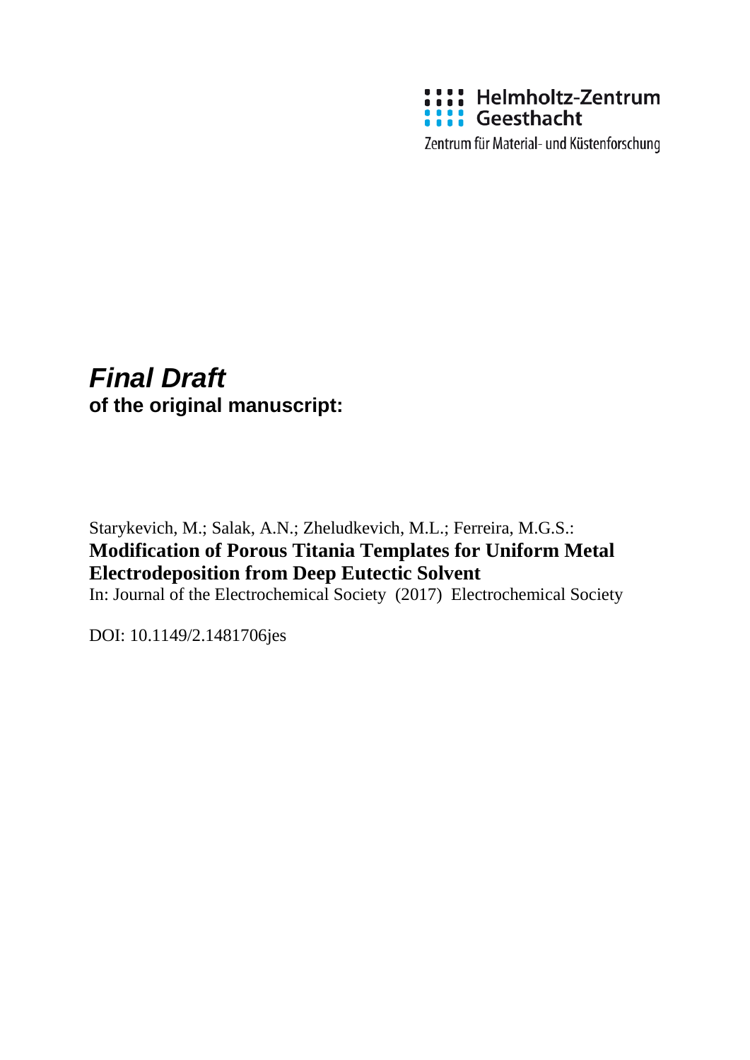Helmholtz-Zentrum Geesthacht

Zentrum für Material- und Küstenforschung

***Final Draft***
**of the original manuscript:**

Starykevich, M.; Salak, A.N.; Zheludkevich, M.L.; Ferreira, M.G.S.:
**Modification of Porous Titania Templates for Uniform Metal Electrodeposition from Deep Eutectic Solvent**
In: Journal of the Electrochemical Society (2017) Electrochemical Society

DOI: 10.1149/2.1481706jes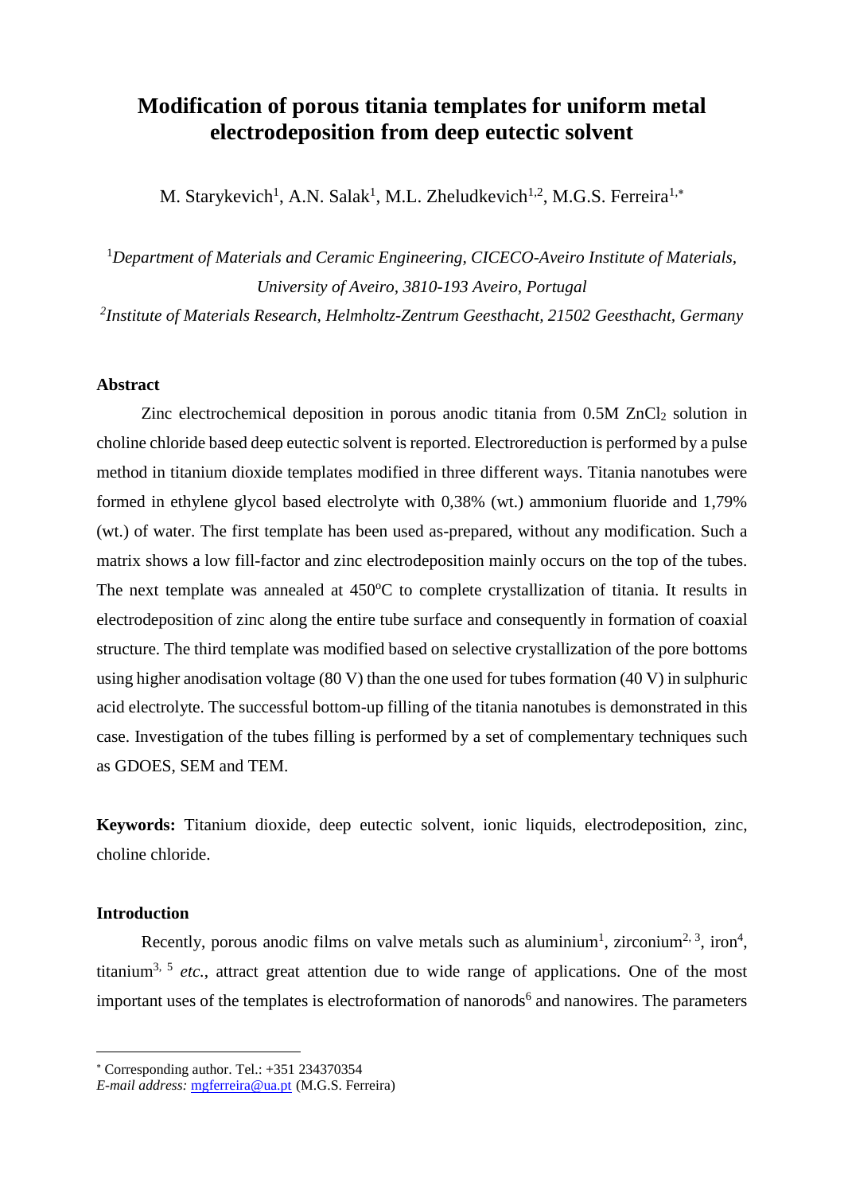# Modification of porous titania templates for uniform metal electrodeposition from deep eutectic solvent

M. Starykevich[1], A.N. Salak[1], M.L. Zheludkevich[1,2], M.G.S. Ferreira[1,*]

[1]*Department of Materials and Ceramic Engineering, CICECO-Aveiro Institute of Materials, University of Aveiro, 3810-193 Aveiro, Portugal*

[2]*Institute of Materials Research, Helmholtz-Zentrum Geesthacht, 21502 Geesthacht, Germany*

### Abstract

Zinc electrochemical deposition in porous anodic titania from 0.5M $ZnCl_2$ solution in choline chloride based deep eutectic solvent is reported. Electroreduction is performed by a pulse method in titanium dioxide templates modified in three different ways. Titania nanotubes were formed in ethylene glycol based electrolyte with 0,38% (wt.) ammonium fluoride and 1,79% (wt.) of water. The first template has been used as-prepared, without any modification. Such a matrix shows a low fill-factor and zinc electrodeposition mainly occurs on the top of the tubes. The next template was annealed at 450°C to complete crystallization of titania. It results in electrodeposition of zinc along the entire tube surface and consequently in formation of coaxial structure. The third template was modified based on selective crystallization of the pore bottoms using higher anodisation voltage (80 V) than the one used for tubes formation (40 V) in sulphuric acid electrolyte. The successful bottom-up filling of the titania nanotubes is demonstrated in this case. Investigation of the tubes filling is performed by a set of complementary techniques such as GDOES, SEM and TEM.

**Keywords:** Titanium dioxide, deep eutectic solvent, ionic liquids, electrodeposition, zinc, choline chloride.

### Introduction

Recently, porous anodic films on valve metals such as aluminium[1], zirconium[2, 3], iron[4], titanium[3, 5] *etc.*, attract great attention due to wide range of applications. One of the most important uses of the templates is electroformation of nanorods[6] and nanowires. The parameters

---

[*] Corresponding author. Tel.: +351 234370354
*E-mail address:* mgferreira@ua.pt (M.G.S. Ferreira)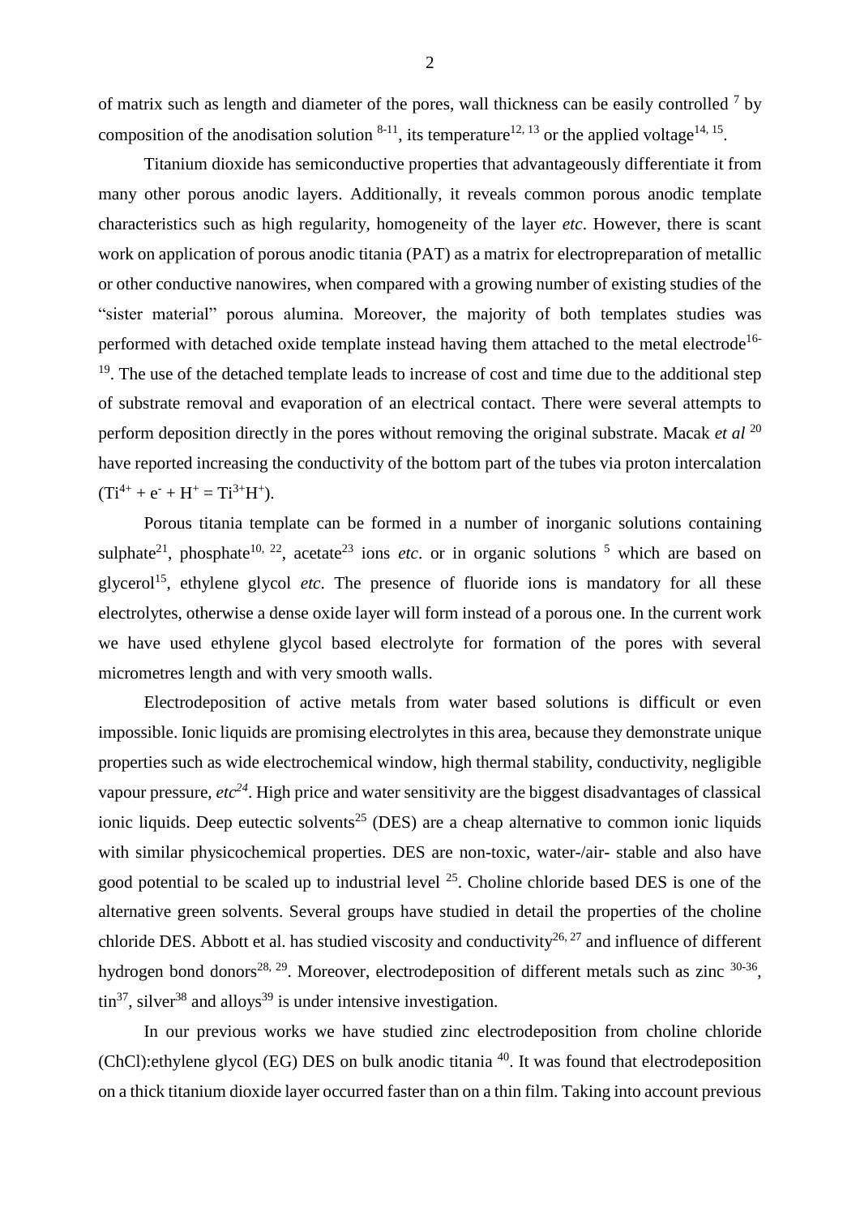of matrix such as length and diameter of the pores, wall thickness can be easily controlled [7] by composition of the anodisation solution [8-11], its temperature[12, 13] or the applied voltage[14, 15].

Titanium dioxide has semiconductive properties that advantageously differentiate it from many other porous anodic layers. Additionally, it reveals common porous anodic template characteristics such as high regularity, homogeneity of the layer *etc*. However, there is scant work on application of porous anodic titania (PAT) as a matrix for electropreparation of metallic or other conductive nanowires, when compared with a growing number of existing studies of the "sister material" porous alumina. Moreover, the majority of both templates studies was performed with detached oxide template instead having them attached to the metal electrode[16-19]. The use of the detached template leads to increase of cost and time due to the additional step of substrate removal and evaporation of an electrical contact. There were several attempts to perform deposition directly in the pores without removing the original substrate. Macak *et al* [20] have reported increasing the conductivity of the bottom part of the tubes via proton intercalation ($Ti^{4+} + e^{-} + H^{+} = Ti^{3+}H^{+}$).

Porous titania template can be formed in a number of inorganic solutions containing sulphate[21], phosphate[10, 22], acetate[23] ions *etc*. or in organic solutions [5] which are based on glycerol[15], ethylene glycol *etc*. The presence of fluoride ions is mandatory for all these electrolytes, otherwise a dense oxide layer will form instead of a porous one. In the current work we have used ethylene glycol based electrolyte for formation of the pores with several micrometres length and with very smooth walls.

Electrodeposition of active metals from water based solutions is difficult or even impossible. Ionic liquids are promising electrolytes in this area, because they demonstrate unique properties such as wide electrochemical window, high thermal stability, conductivity, negligible vapour pressure, *etc*[24]. High price and water sensitivity are the biggest disadvantages of classical ionic liquids. Deep eutectic solvents[25] (DES) are a cheap alternative to common ionic liquids with similar physicochemical properties. DES are non-toxic, water-/air- stable and also have good potential to be scaled up to industrial level [25]. Choline chloride based DES is one of the alternative green solvents. Several groups have studied in detail the properties of the choline chloride DES. Abbott et al. has studied viscosity and conductivity[26, 27] and influence of different hydrogen bond donors[28, 29]. Moreover, electrodeposition of different metals such as zinc [30-36], tin[37], silver[38] and alloys[39] is under intensive investigation.

In our previous works we have studied zinc electrodeposition from choline chloride (ChCl):ethylene glycol (EG) DES on bulk anodic titania [40]. It was found that electrodeposition on a thick titanium dioxide layer occurred faster than on a thin film. Taking into account previous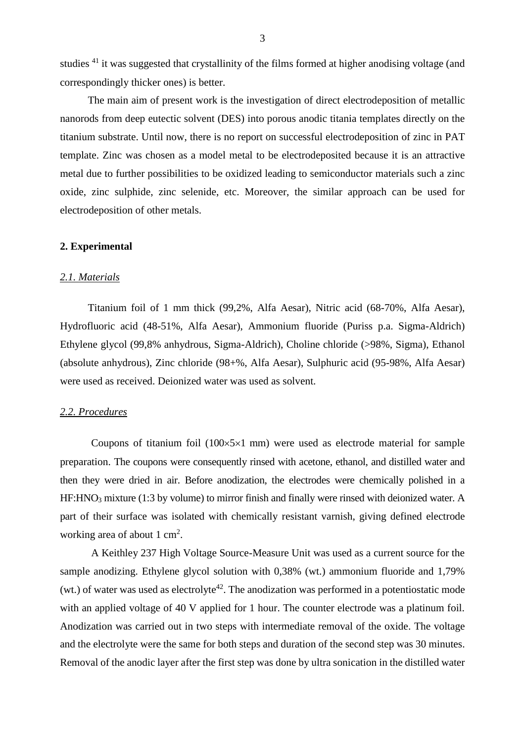studies [41] it was suggested that crystallinity of the films formed at higher anodising voltage (and correspondingly thicker ones) is better.

The main aim of present work is the investigation of direct electrodeposition of metallic nanorods from deep eutectic solvent (DES) into porous anodic titania templates directly on the titanium substrate. Until now, there is no report on successful electrodeposition of zinc in PAT template. Zinc was chosen as a model metal to be electrodeposited because it is an attractive metal due to further possibilities to be oxidized leading to semiconductor materials such a zinc oxide, zinc sulphide, zinc selenide, etc. Moreover, the similar approach can be used for electrodeposition of other metals.

## 2. Experimental

### *2.1. Materials*

Titanium foil of 1 mm thick (99,2%, Alfa Aesar), Nitric acid (68-70%, Alfa Aesar), Hydrofluoric acid (48-51%, Alfa Aesar), Ammonium fluoride (Puriss p.a. Sigma-Aldrich) Ethylene glycol (99,8% anhydrous, Sigma-Aldrich), Choline chloride (>98%, Sigma), Ethanol (absolute anhydrous), Zinc chloride (98+%, Alfa Aesar), Sulphuric acid (95-98%, Alfa Aesar) were used as received. Deionized water was used as solvent.

### *2.2. Procedures*

Coupons of titanium foil (100×5×1 mm) were used as electrode material for sample preparation. The coupons were consequently rinsed with acetone, ethanol, and distilled water and then they were dried in air. Before anodization, the electrodes were chemically polished in a $HF:HNO_3$ mixture (1:3 by volume) to mirror finish and finally were rinsed with deionized water. A part of their surface was isolated with chemically resistant varnish, giving defined electrode working area of about 1 $cm^2$.

A Keithley 237 High Voltage Source-Measure Unit was used as a current source for the sample anodizing. Ethylene glycol solution with 0,38% (wt.) ammonium fluoride and 1,79% (wt.) of water was used as electrolyte[42]. The anodization was performed in a potentiostatic mode with an applied voltage of 40 V applied for 1 hour. The counter electrode was a platinum foil. Anodization was carried out in two steps with intermediate removal of the oxide. The voltage and the electrolyte were the same for both steps and duration of the second step was 30 minutes. Removal of the anodic layer after the first step was done by ultra sonication in the distilled water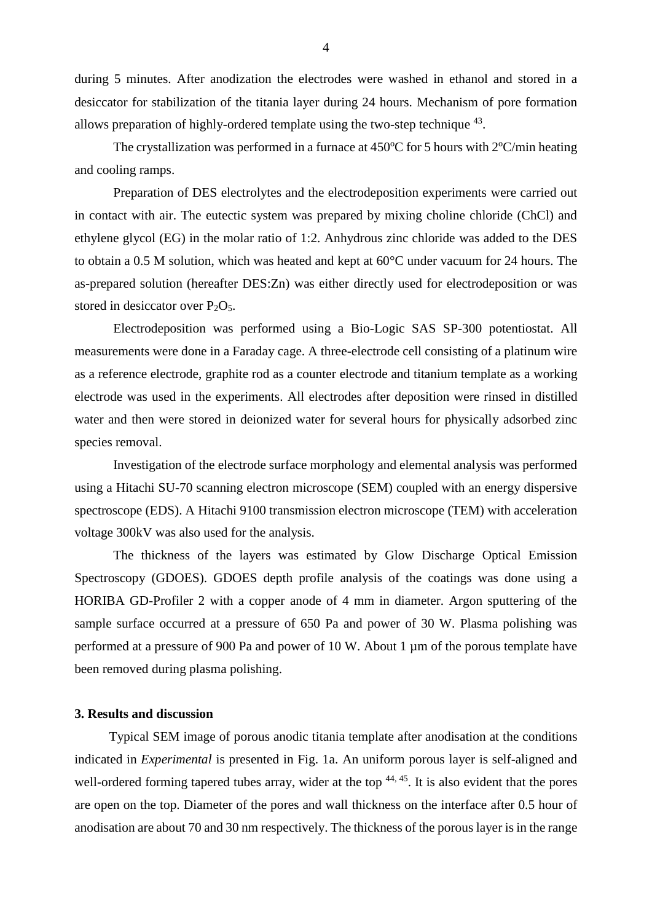during 5 minutes. After anodization the electrodes were washed in ethanol and stored in a desiccator for stabilization of the titania layer during 24 hours. Mechanism of pore formation allows preparation of highly-ordered template using the two-step technique [43].

The crystallization was performed in a furnace at 450°C for 5 hours with 2°C/min heating and cooling ramps.

Preparation of DES electrolytes and the electrodeposition experiments were carried out in contact with air. The eutectic system was prepared by mixing choline chloride (ChCl) and ethylene glycol (EG) in the molar ratio of 1:2. Anhydrous zinc chloride was added to the DES to obtain a 0.5 M solution, which was heated and kept at 60°C under vacuum for 24 hours. The as-prepared solution (hereafter DES:Zn) was either directly used for electrodeposition or was stored in desiccator over $P_2O_5$.

Electrodeposition was performed using a Bio-Logic SAS SP-300 potentiostat. All measurements were done in a Faraday cage. A three-electrode cell consisting of a platinum wire as a reference electrode, graphite rod as a counter electrode and titanium template as a working electrode was used in the experiments. All electrodes after deposition were rinsed in distilled water and then were stored in deionized water for several hours for physically adsorbed zinc species removal.

Investigation of the electrode surface morphology and elemental analysis was performed using a Hitachi SU-70 scanning electron microscope (SEM) coupled with an energy dispersive spectroscope (EDS). A Hitachi 9100 transmission electron microscope (TEM) with acceleration voltage 300kV was also used for the analysis.

The thickness of the layers was estimated by Glow Discharge Optical Emission Spectroscopy (GDOES). GDOES depth profile analysis of the coatings was done using a HORIBA GD-Profiler 2 with a copper anode of 4 mm in diameter. Argon sputtering of the sample surface occurred at a pressure of 650 Pa and power of 30 W. Plasma polishing was performed at a pressure of 900 Pa and power of 10 W. About 1 µm of the porous template have been removed during plasma polishing.

### 3. Results and discussion

Typical SEM image of porous anodic titania template after anodisation at the conditions indicated in *Experimental* is presented in Fig. 1a. An uniform porous layer is self-aligned and well-ordered forming tapered tubes array, wider at the top [44, 45]. It is also evident that the pores are open on the top. Diameter of the pores and wall thickness on the interface after 0.5 hour of anodisation are about 70 and 30 nm respectively. The thickness of the porous layer is in the range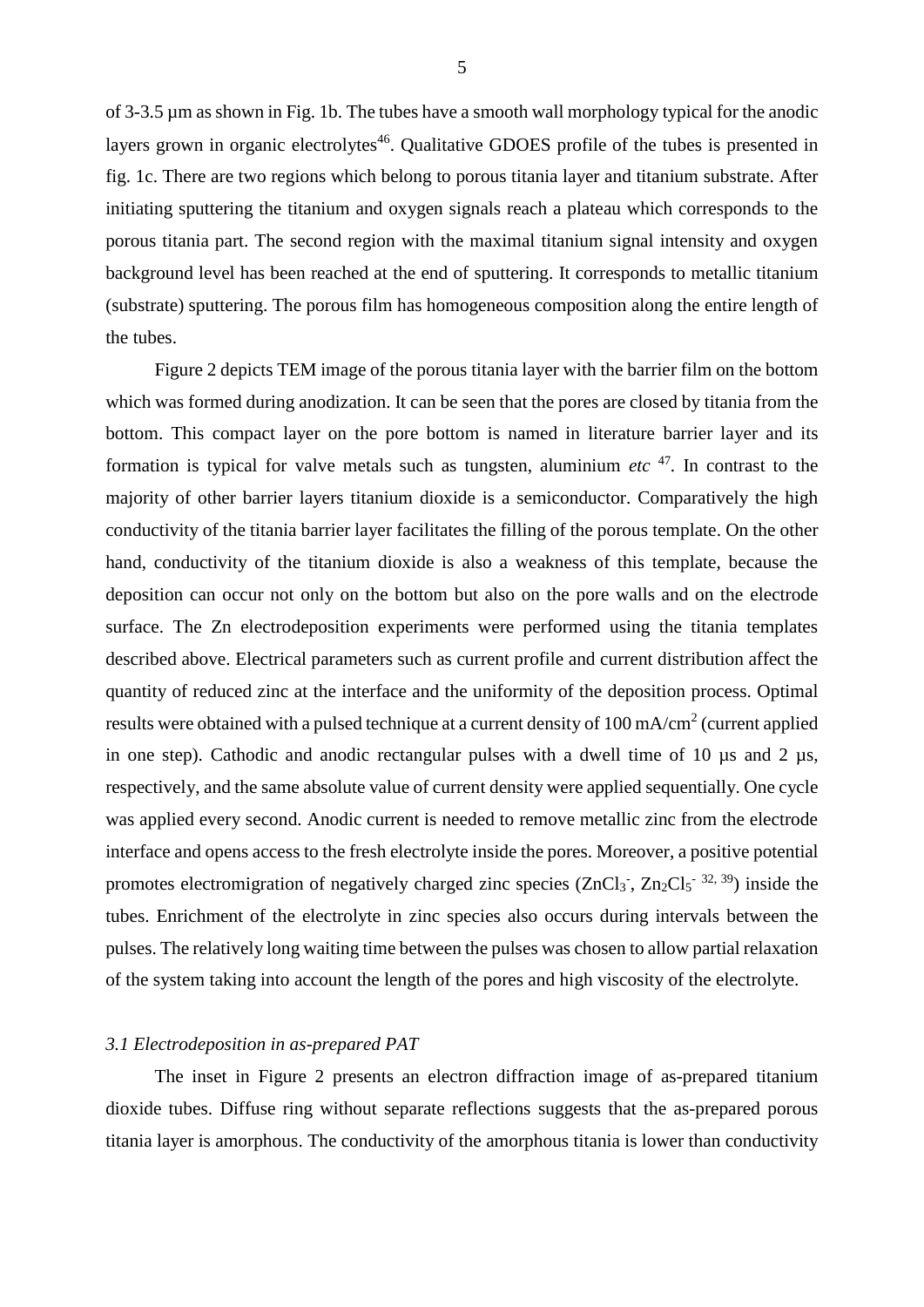of 3-3.5 µm as shown in Fig. 1b. The tubes have a smooth wall morphology typical for the anodic layers grown in organic electrolytes[46]. Qualitative GDOES profile of the tubes is presented in fig. 1c. There are two regions which belong to porous titania layer and titanium substrate. After initiating sputtering the titanium and oxygen signals reach a plateau which corresponds to the porous titania part. The second region with the maximal titanium signal intensity and oxygen background level has been reached at the end of sputtering. It corresponds to metallic titanium (substrate) sputtering. The porous film has homogeneous composition along the entire length of the tubes.

Figure 2 depicts TEM image of the porous titania layer with the barrier film on the bottom which was formed during anodization. It can be seen that the pores are closed by titania from the bottom. This compact layer on the pore bottom is named in literature barrier layer and its formation is typical for valve metals such as tungsten, aluminium *etc* [47]. In contrast to the majority of other barrier layers titanium dioxide is a semiconductor. Comparatively the high conductivity of the titania barrier layer facilitates the filling of the porous template. On the other hand, conductivity of the titanium dioxide is also a weakness of this template, because the deposition can occur not only on the bottom but also on the pore walls and on the electrode surface. The Zn electrodeposition experiments were performed using the titania templates described above. Electrical parameters such as current profile and current distribution affect the quantity of reduced zinc at the interface and the uniformity of the deposition process. Optimal results were obtained with a pulsed technique at a current density of 100 mA/cm$^2$ (current applied in one step). Cathodic and anodic rectangular pulses with a dwell time of 10 µs and 2 µs, respectively, and the same absolute value of current density were applied sequentially. One cycle was applied every second. Anodic current is needed to remove metallic zinc from the electrode interface and opens access to the fresh electrolyte inside the pores. Moreover, a positive potential promotes electromigration of negatively charged zinc species ($ZnCl_3^-$, $Zn_2Cl_5^-$ [32, 39]) inside the tubes. Enrichment of the electrolyte in zinc species also occurs during intervals between the pulses. The relatively long waiting time between the pulses was chosen to allow partial relaxation of the system taking into account the length of the pores and high viscosity of the electrolyte.

### *3.1 Electrodeposition in as-prepared PAT*

The inset in Figure 2 presents an electron diffraction image of as-prepared titanium dioxide tubes. Diffuse ring without separate reflections suggests that the as-prepared porous titania layer is amorphous. The conductivity of the amorphous titania is lower than conductivity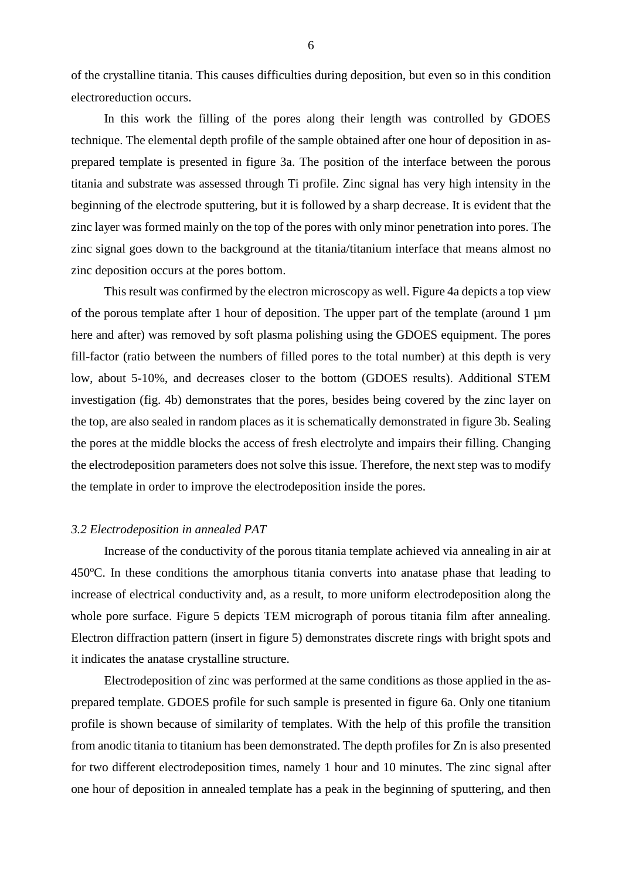of the crystalline titania. This causes difficulties during deposition, but even so in this condition electroreduction occurs.

In this work the filling of the pores along their length was controlled by GDOES technique. The elemental depth profile of the sample obtained after one hour of deposition in as-prepared template is presented in figure 3a. The position of the interface between the porous titania and substrate was assessed through Ti profile. Zinc signal has very high intensity in the beginning of the electrode sputtering, but it is followed by a sharp decrease. It is evident that the zinc layer was formed mainly on the top of the pores with only minor penetration into pores. The zinc signal goes down to the background at the titania/titanium interface that means almost no zinc deposition occurs at the pores bottom.

This result was confirmed by the electron microscopy as well. Figure 4a depicts a top view of the porous template after 1 hour of deposition. The upper part of the template (around 1 µm here and after) was removed by soft plasma polishing using the GDOES equipment. The pores fill-factor (ratio between the numbers of filled pores to the total number) at this depth is very low, about 5-10%, and decreases closer to the bottom (GDOES results). Additional STEM investigation (fig. 4b) demonstrates that the pores, besides being covered by the zinc layer on the top, are also sealed in random places as it is schematically demonstrated in figure 3b. Sealing the pores at the middle blocks the access of fresh electrolyte and impairs their filling. Changing the electrodeposition parameters does not solve this issue. Therefore, the next step was to modify the template in order to improve the electrodeposition inside the pores.

### *3.2 Electrodeposition in annealed PAT*

Increase of the conductivity of the porous titania template achieved via annealing in air at 450°C. In these conditions the amorphous titania converts into anatase phase that leading to increase of electrical conductivity and, as a result, to more uniform electrodeposition along the whole pore surface. Figure 5 depicts TEM micrograph of porous titania film after annealing. Electron diffraction pattern (insert in figure 5) demonstrates discrete rings with bright spots and it indicates the anatase crystalline structure.

Electrodeposition of zinc was performed at the same conditions as those applied in the as-prepared template. GDOES profile for such sample is presented in figure 6a. Only one titanium profile is shown because of similarity of templates. With the help of this profile the transition from anodic titania to titanium has been demonstrated. The depth profiles for Zn is also presented for two different electrodeposition times, namely 1 hour and 10 minutes. The zinc signal after one hour of deposition in annealed template has a peak in the beginning of sputtering, and then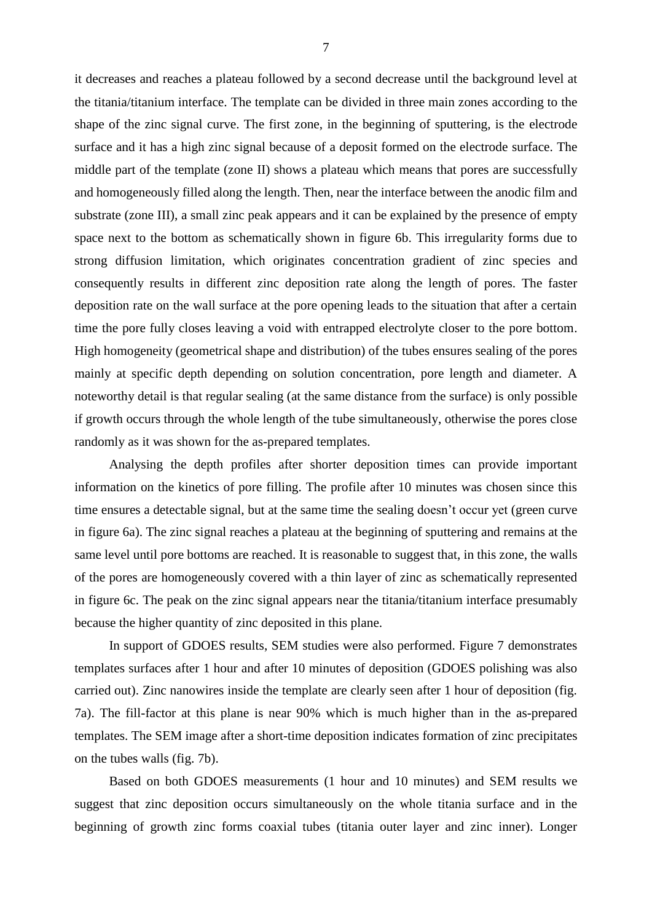it decreases and reaches a plateau followed by a second decrease until the background level at the titania/titanium interface. The template can be divided in three main zones according to the shape of the zinc signal curve. The first zone, in the beginning of sputtering, is the electrode surface and it has a high zinc signal because of a deposit formed on the electrode surface. The middle part of the template (zone II) shows a plateau which means that pores are successfully and homogeneously filled along the length. Then, near the interface between the anodic film and substrate (zone III), a small zinc peak appears and it can be explained by the presence of empty space next to the bottom as schematically shown in figure 6b. This irregularity forms due to strong diffusion limitation, which originates concentration gradient of zinc species and consequently results in different zinc deposition rate along the length of pores. The faster deposition rate on the wall surface at the pore opening leads to the situation that after a certain time the pore fully closes leaving a void with entrapped electrolyte closer to the pore bottom. High homogeneity (geometrical shape and distribution) of the tubes ensures sealing of the pores mainly at specific depth depending on solution concentration, pore length and diameter. A noteworthy detail is that regular sealing (at the same distance from the surface) is only possible if growth occurs through the whole length of the tube simultaneously, otherwise the pores close randomly as it was shown for the as-prepared templates.

Analysing the depth profiles after shorter deposition times can provide important information on the kinetics of pore filling. The profile after 10 minutes was chosen since this time ensures a detectable signal, but at the same time the sealing doesn't occur yet (green curve in figure 6a). The zinc signal reaches a plateau at the beginning of sputtering and remains at the same level until pore bottoms are reached. It is reasonable to suggest that, in this zone, the walls of the pores are homogeneously covered with a thin layer of zinc as schematically represented in figure 6c. The peak on the zinc signal appears near the titania/titanium interface presumably because the higher quantity of zinc deposited in this plane.

In support of GDOES results, SEM studies were also performed. Figure 7 demonstrates templates surfaces after 1 hour and after 10 minutes of deposition (GDOES polishing was also carried out). Zinc nanowires inside the template are clearly seen after 1 hour of deposition (fig. 7a). The fill-factor at this plane is near 90% which is much higher than in the as-prepared templates. The SEM image after a short-time deposition indicates formation of zinc precipitates on the tubes walls (fig. 7b).

Based on both GDOES measurements (1 hour and 10 minutes) and SEM results we suggest that zinc deposition occurs simultaneously on the whole titania surface and in the beginning of growth zinc forms coaxial tubes (titania outer layer and zinc inner). Longer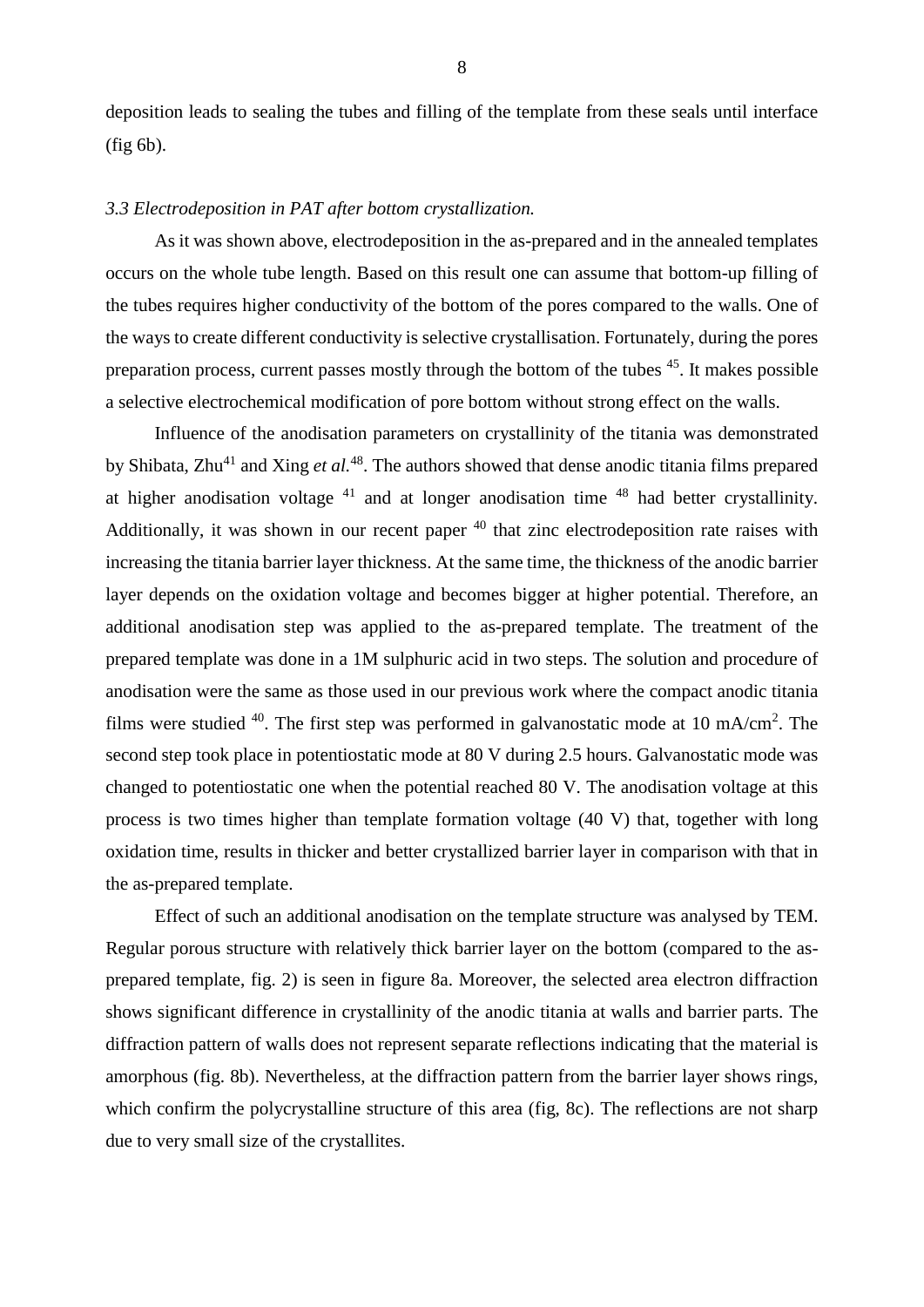deposition leads to sealing the tubes and filling of the template from these seals until interface (fig 6b).

### *3.3 Electrodeposition in PAT after bottom crystallization.*

As it was shown above, electrodeposition in the as-prepared and in the annealed templates occurs on the whole tube length. Based on this result one can assume that bottom-up filling of the tubes requires higher conductivity of the bottom of the pores compared to the walls. One of the ways to create different conductivity is selective crystallisation. Fortunately, during the pores preparation process, current passes mostly through the bottom of the tubes [45]. It makes possible a selective electrochemical modification of pore bottom without strong effect on the walls.

Influence of the anodisation parameters on crystallinity of the titania was demonstrated by Shibata, Zhu[41] and Xing *et al.*[48]. The authors showed that dense anodic titania films prepared at higher anodisation voltage [41] and at longer anodisation time [48] had better crystallinity. Additionally, it was shown in our recent paper [40] that zinc electrodeposition rate raises with increasing the titania barrier layer thickness. At the same time, the thickness of the anodic barrier layer depends on the oxidation voltage and becomes bigger at higher potential. Therefore, an additional anodisation step was applied to the as-prepared template. The treatment of the prepared template was done in a 1M sulphuric acid in two steps. The solution and procedure of anodisation were the same as those used in our previous work where the compact anodic titania films were studied [40]. The first step was performed in galvanostatic mode at 10 mA/cm$^2$. The second step took place in potentiostatic mode at 80 V during 2.5 hours. Galvanostatic mode was changed to potentiostatic one when the potential reached 80 V. The anodisation voltage at this process is two times higher than template formation voltage (40 V) that, together with long oxidation time, results in thicker and better crystallized barrier layer in comparison with that in the as-prepared template.

Effect of such an additional anodisation on the template structure was analysed by TEM. Regular porous structure with relatively thick barrier layer on the bottom (compared to the as-prepared template, fig. 2) is seen in figure 8a. Moreover, the selected area electron diffraction shows significant difference in crystallinity of the anodic titania at walls and barrier parts. The diffraction pattern of walls does not represent separate reflections indicating that the material is amorphous (fig. 8b). Nevertheless, at the diffraction pattern from the barrier layer shows rings, which confirm the polycrystalline structure of this area (fig, 8c). The reflections are not sharp due to very small size of the crystallites.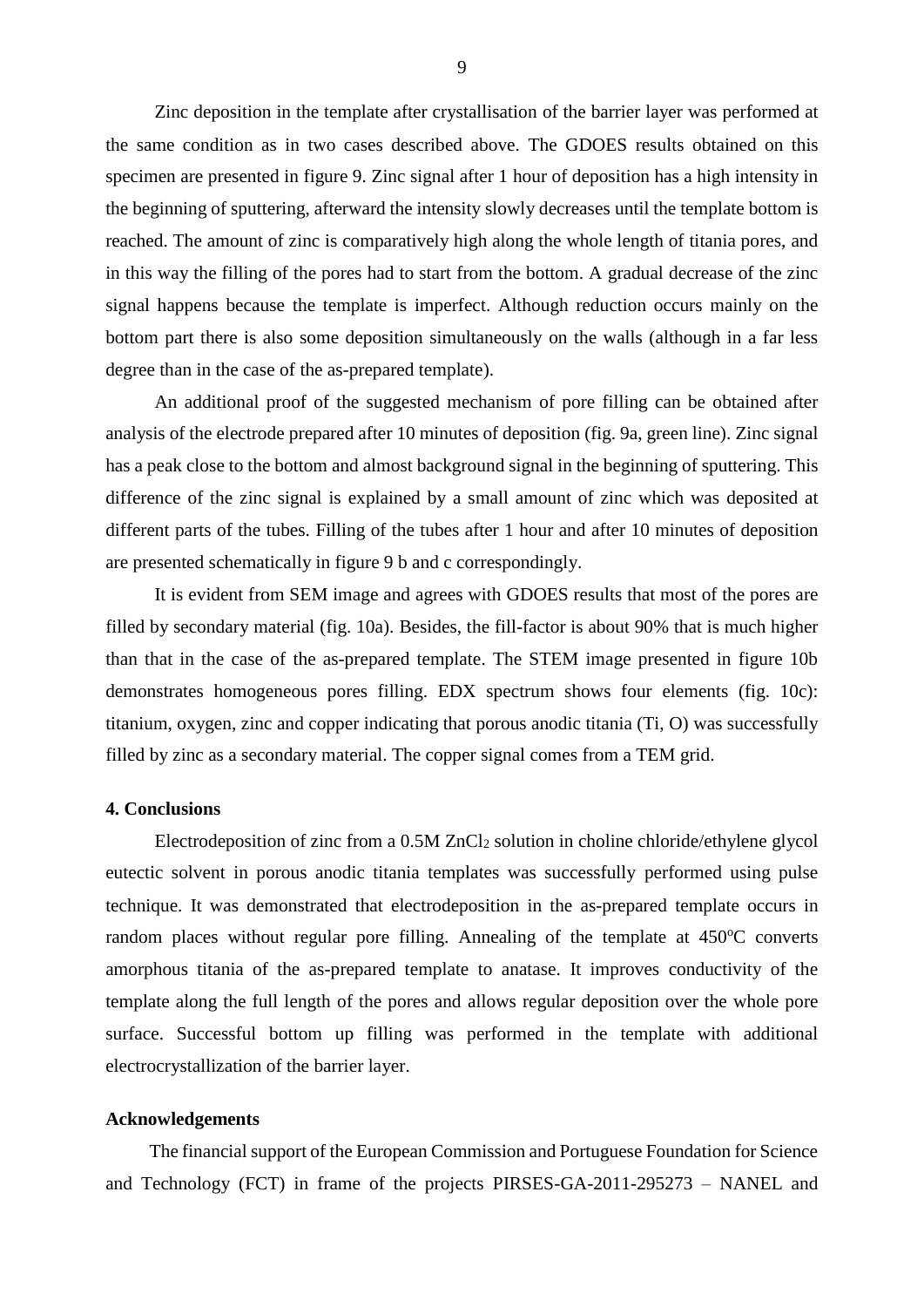Zinc deposition in the template after crystallisation of the barrier layer was performed at the same condition as in two cases described above. The GDOES results obtained on this specimen are presented in figure 9. Zinc signal after 1 hour of deposition has a high intensity in the beginning of sputtering, afterward the intensity slowly decreases until the template bottom is reached. The amount of zinc is comparatively high along the whole length of titania pores, and in this way the filling of the pores had to start from the bottom. A gradual decrease of the zinc signal happens because the template is imperfect. Although reduction occurs mainly on the bottom part there is also some deposition simultaneously on the walls (although in a far less degree than in the case of the as-prepared template).

An additional proof of the suggested mechanism of pore filling can be obtained after analysis of the electrode prepared after 10 minutes of deposition (fig. 9a, green line). Zinc signal has a peak close to the bottom and almost background signal in the beginning of sputtering. This difference of the zinc signal is explained by a small amount of zinc which was deposited at different parts of the tubes. Filling of the tubes after 1 hour and after 10 minutes of deposition are presented schematically in figure 9 b and c correspondingly.

It is evident from SEM image and agrees with GDOES results that most of the pores are filled by secondary material (fig. 10a). Besides, the fill-factor is about 90% that is much higher than that in the case of the as-prepared template. The STEM image presented in figure 10b demonstrates homogeneous pores filling. EDX spectrum shows four elements (fig. 10c): titanium, oxygen, zinc and copper indicating that porous anodic titania (Ti, O) was successfully filled by zinc as a secondary material. The copper signal comes from a TEM grid.

## 4. Conclusions

Electrodeposition of zinc from a 0.5M $ZnCl_2$ solution in choline chloride/ethylene glycol eutectic solvent in porous anodic titania templates was successfully performed using pulse technique. It was demonstrated that electrodeposition in the as-prepared template occurs in random places without regular pore filling. Annealing of the template at 450$^{o}$C converts amorphous titania of the as-prepared template to anatase. It improves conductivity of the template along the full length of the pores and allows regular deposition over the whole pore surface. Successful bottom up filling was performed in the template with additional electrocrystallization of the barrier layer.

## Acknowledgements

The financial support of the European Commission and Portuguese Foundation for Science and Technology (FCT) in frame of the projects PIRSES-GA-2011-295273 – NANEL and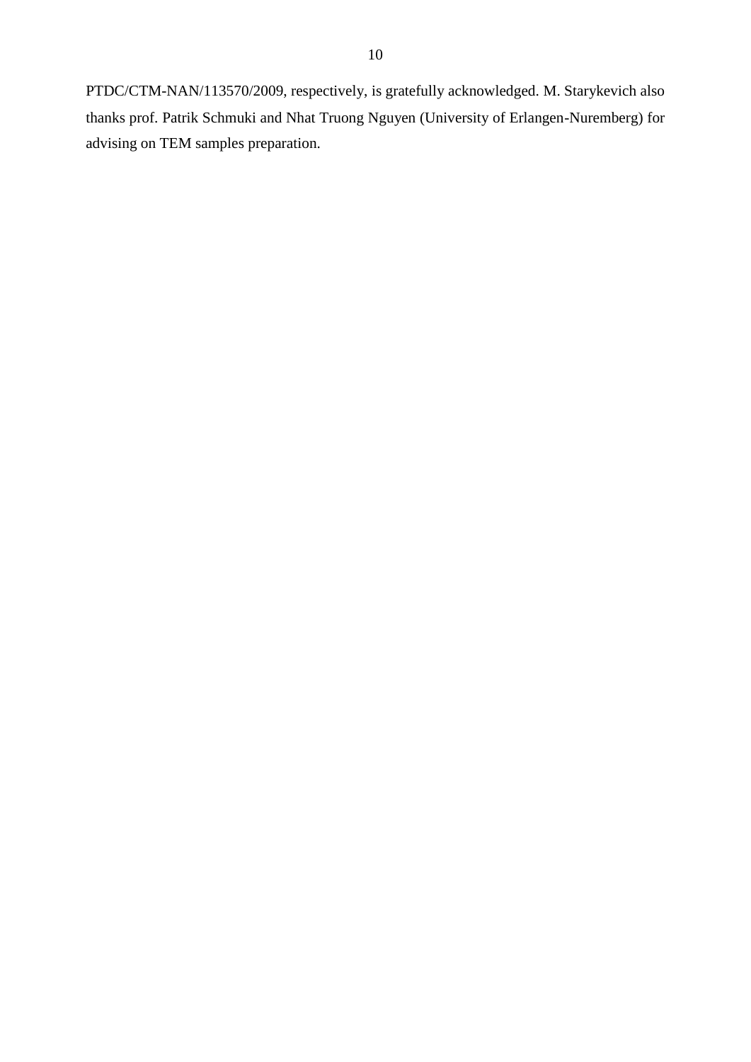PTDC/CTM-NAN/113570/2009, respectively, is gratefully acknowledged. M. Starykevich also thanks prof. Patrik Schmuki and Nhat Truong Nguyen (University of Erlangen-Nuremberg) for advising on TEM samples preparation.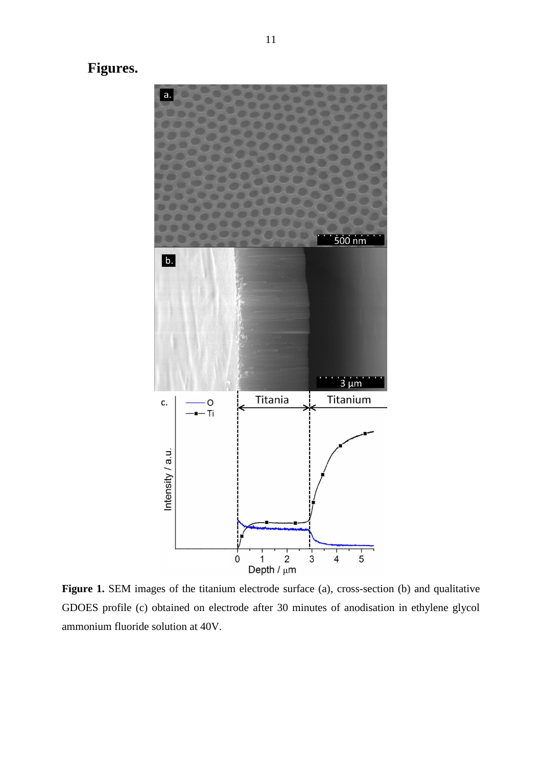# Figures.

**Figure 1.** SEM images of the titanium electrode surface (a), cross-section (b) and qualitative GDOES profile (c) obtained on electrode after 30 minutes of anodisation in ethylene glycol ammonium fluoride solution at 40V.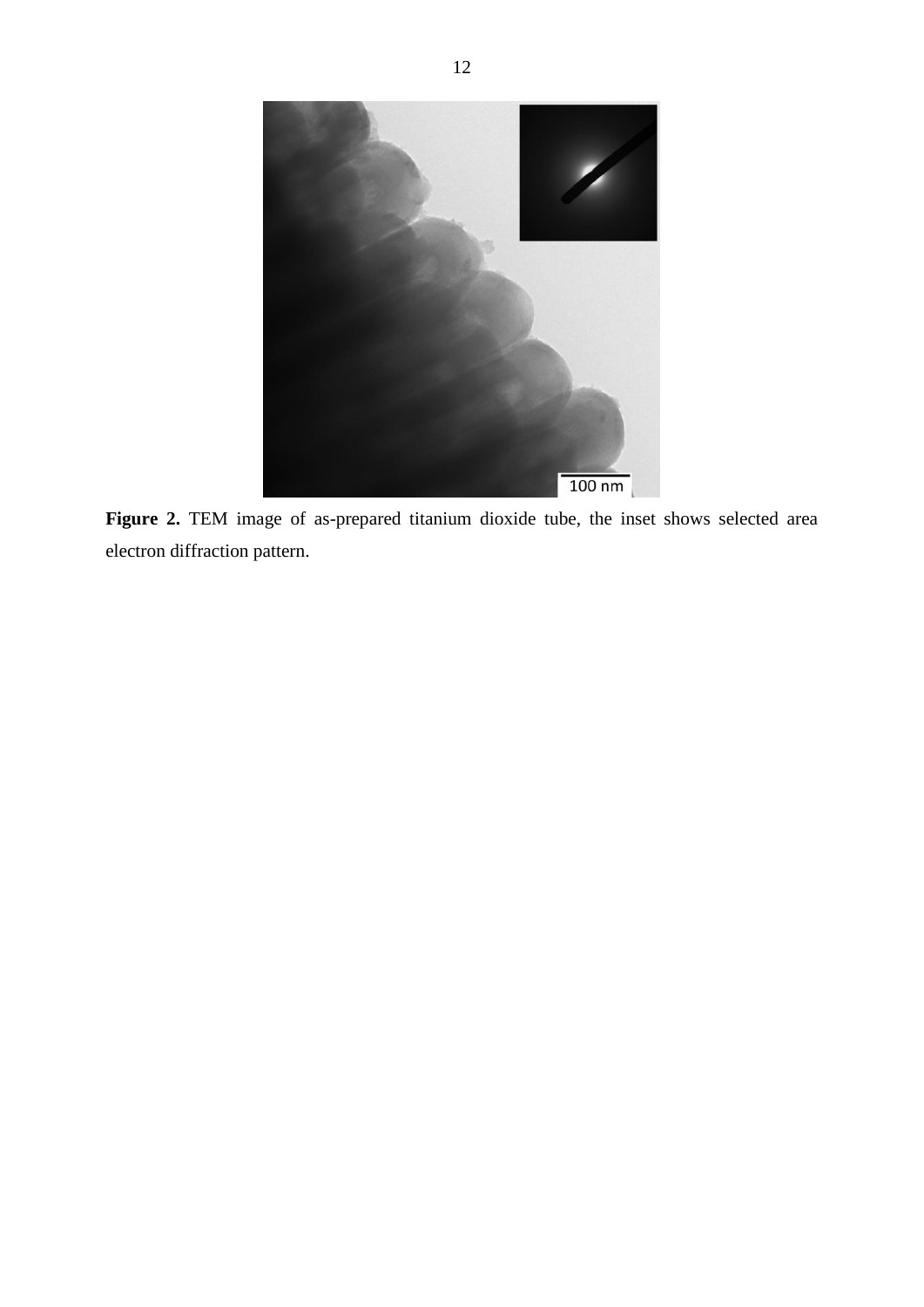**Figure 2.** TEM image of as-prepared titanium dioxide tube, the inset shows selected area electron diffraction pattern.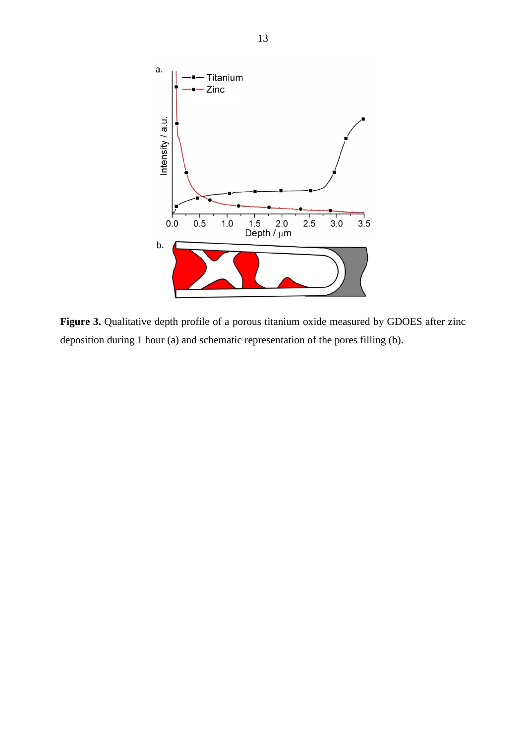**Figure 3.** Qualitative depth profile of a porous titanium oxide measured by GDOES after zinc deposition during 1 hour (a) and schematic representation of the pores filling (b).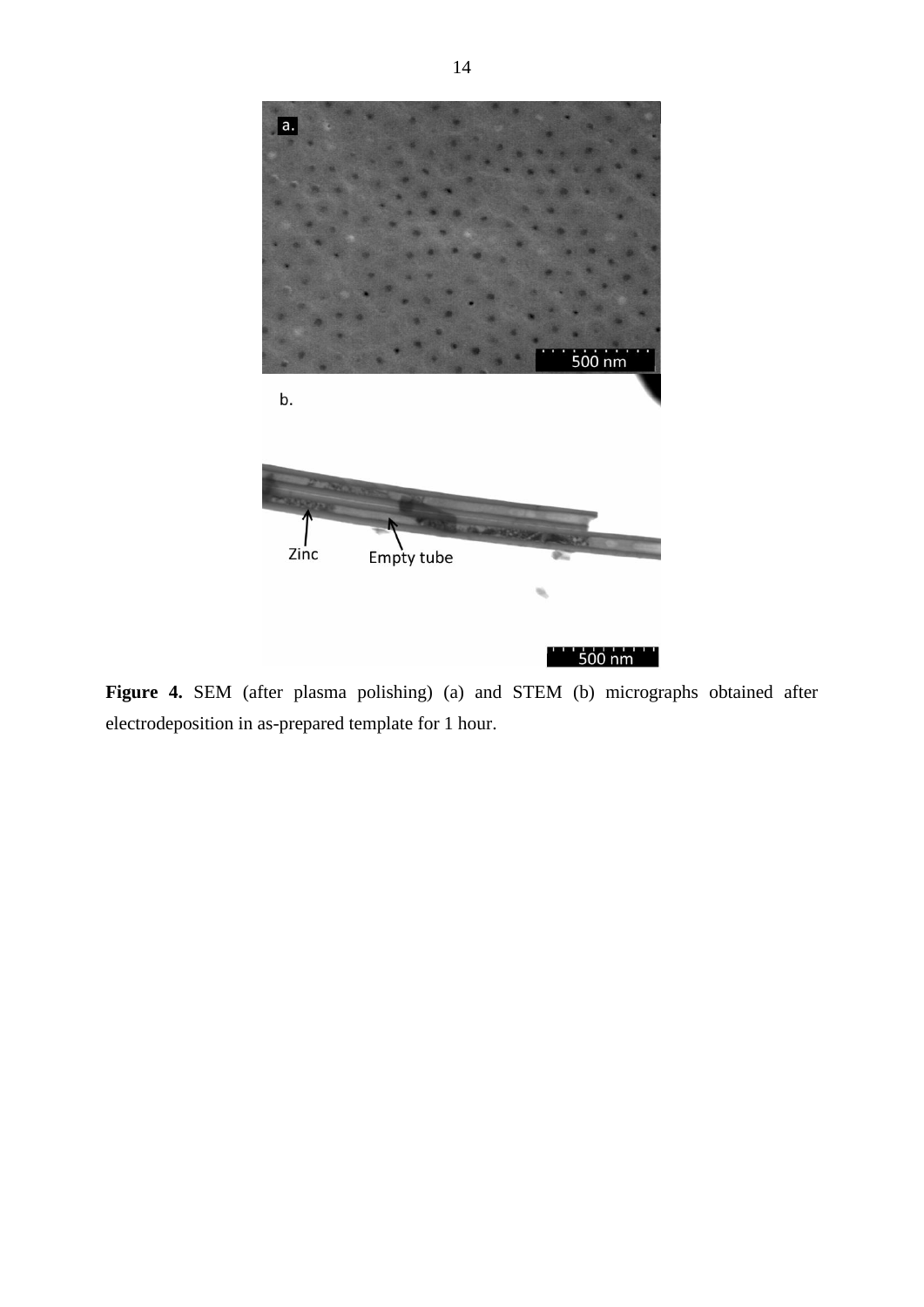**Figure 4.** SEM (after plasma polishing) (a) and STEM (b) micrographs obtained after electrodeposition in as-prepared template for 1 hour.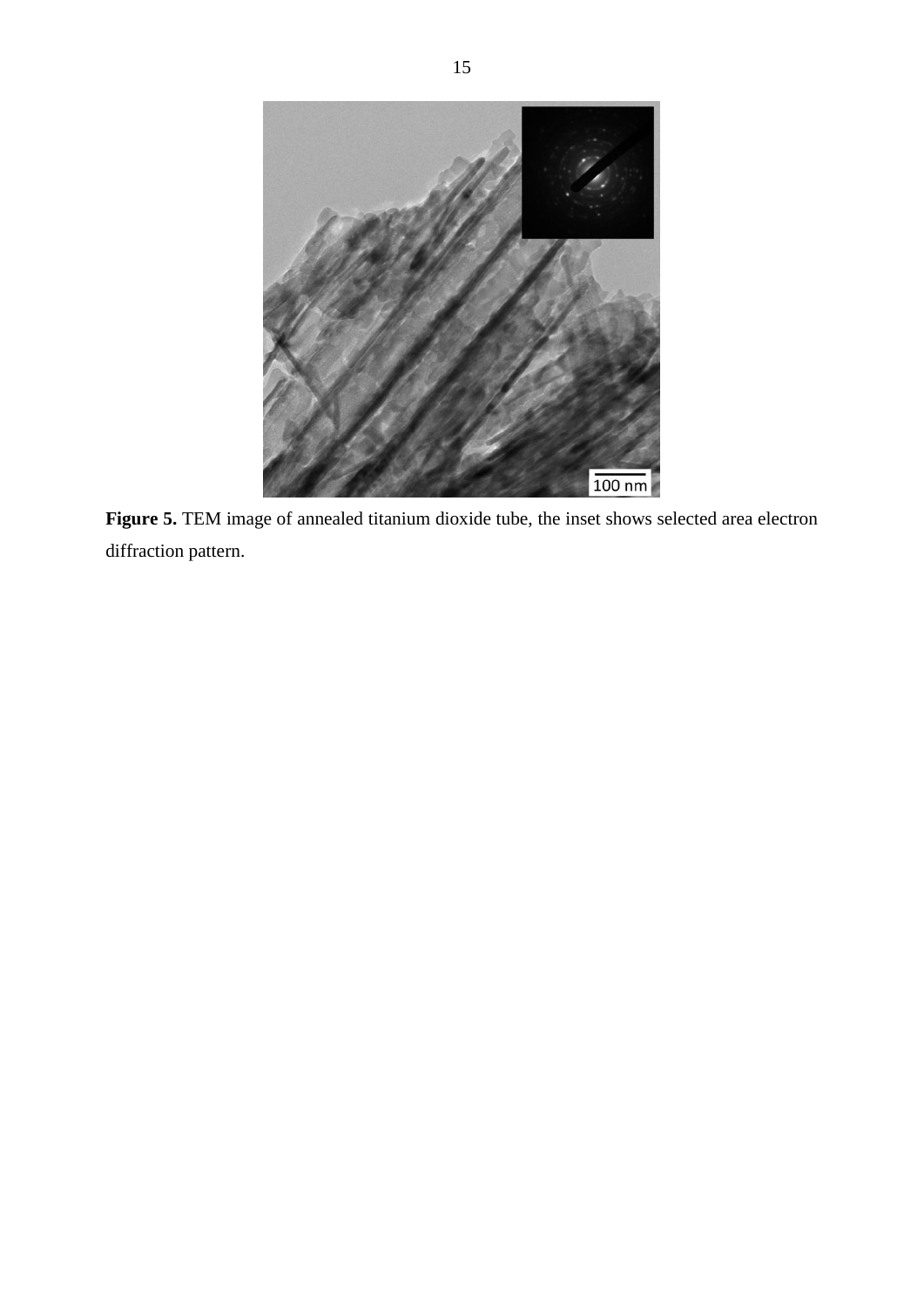**Figure 5.** TEM image of annealed titanium dioxide tube, the inset shows selected area electron diffraction pattern.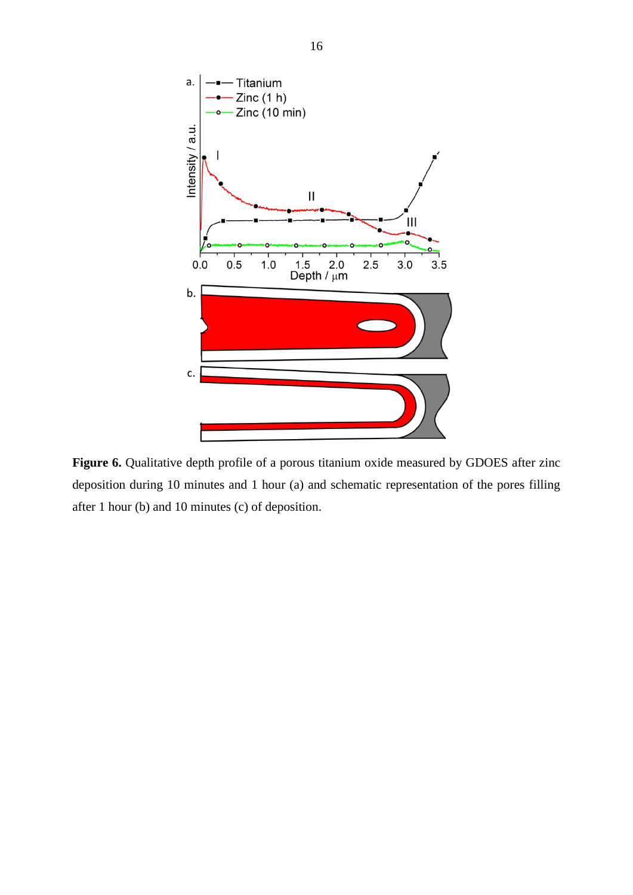**Figure 6.** Qualitative depth profile of a porous titanium oxide measured by GDOES after zinc deposition during 10 minutes and 1 hour (a) and schematic representation of the pores filling after 1 hour (b) and 10 minutes (c) of deposition.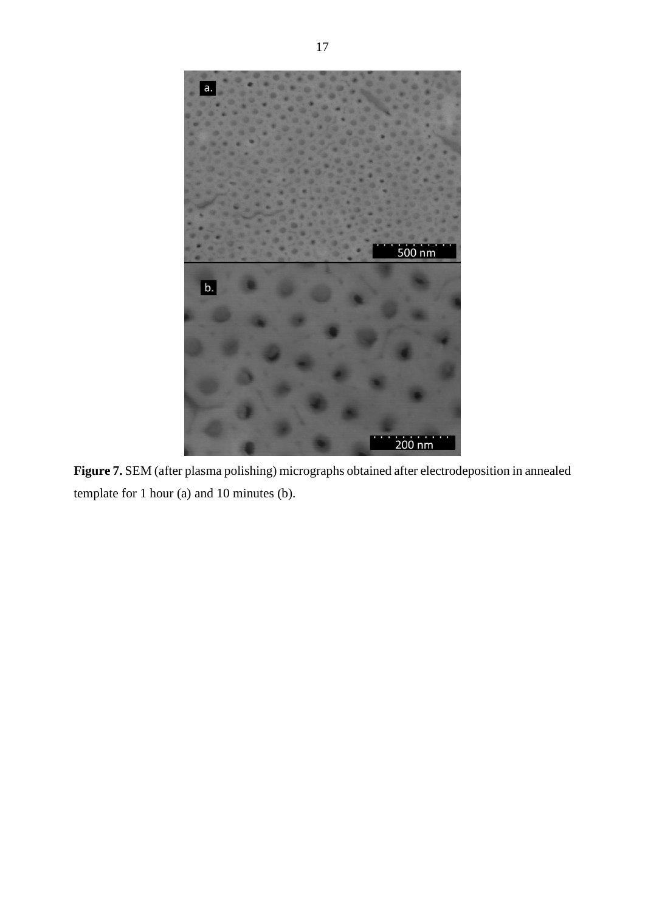**Figure 7.** SEM (after plasma polishing) micrographs obtained after electrodeposition in annealed template for 1 hour (a) and 10 minutes (b).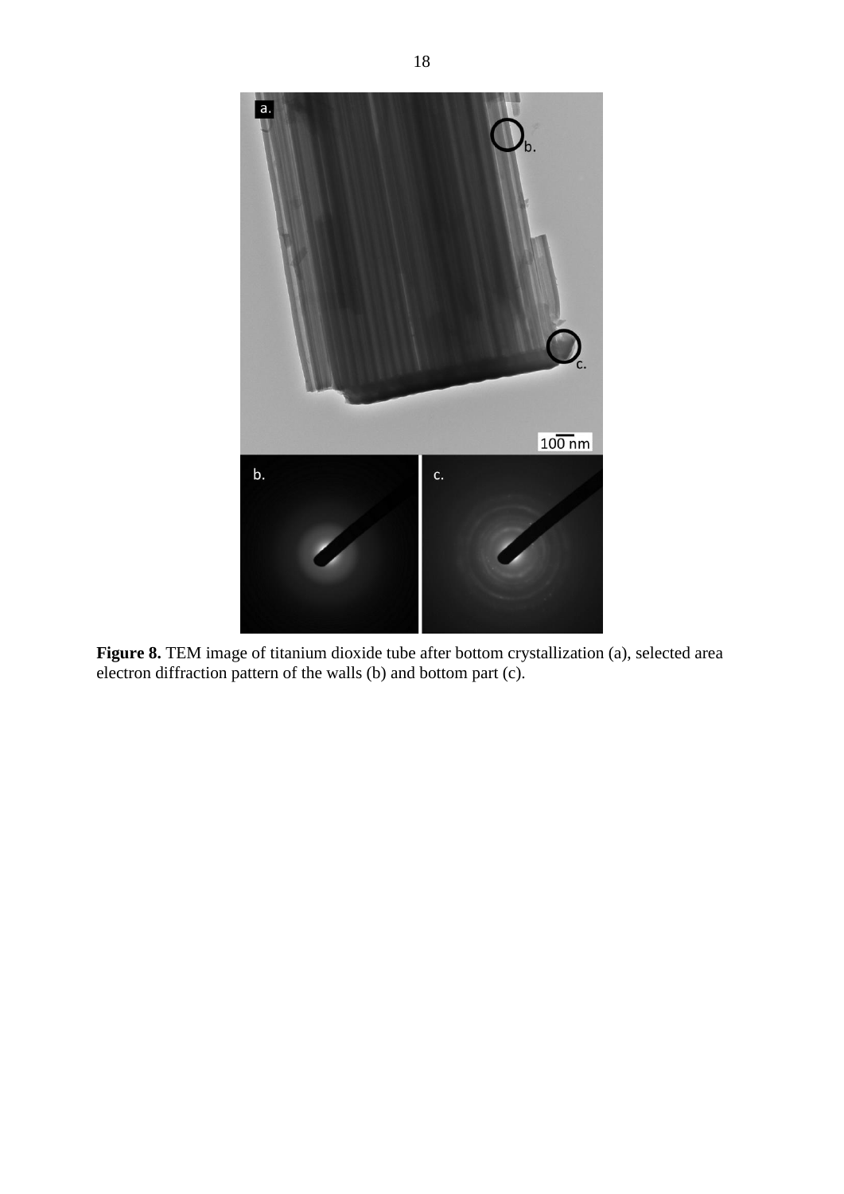**Figure 8.** TEM image of titanium dioxide tube after bottom crystallization (a), selected area electron diffraction pattern of the walls (b) and bottom part (c).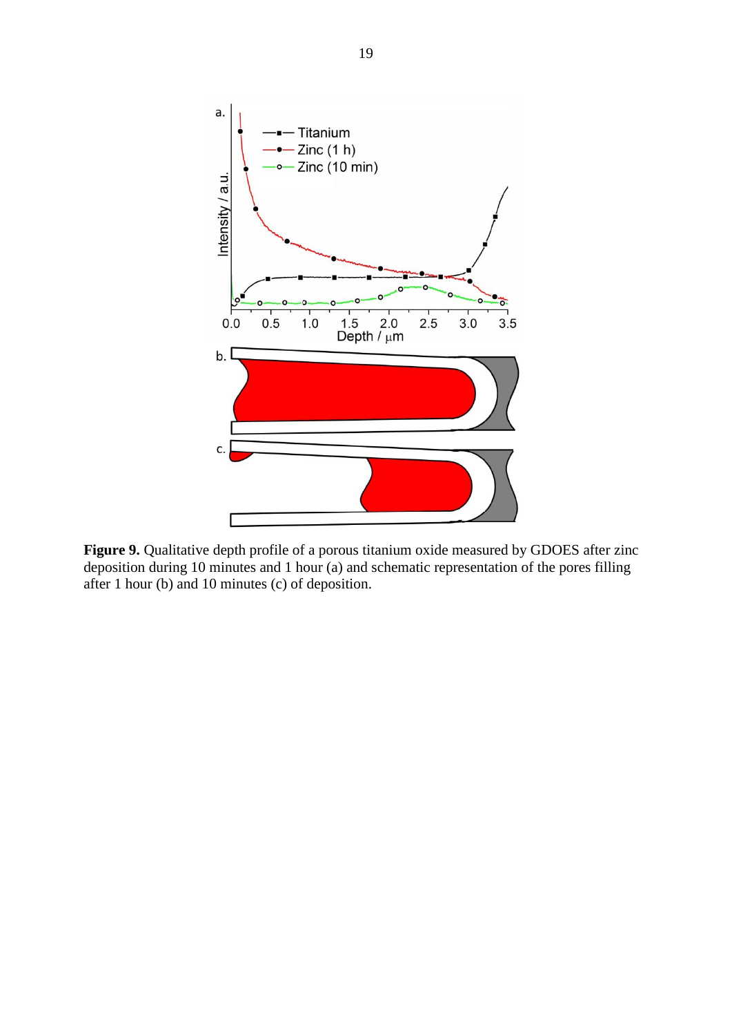**Figure 9.** Qualitative depth profile of a porous titanium oxide measured by GDOES after zinc deposition during 10 minutes and 1 hour (a) and schematic representation of the pores filling after 1 hour (b) and 10 minutes (c) of deposition.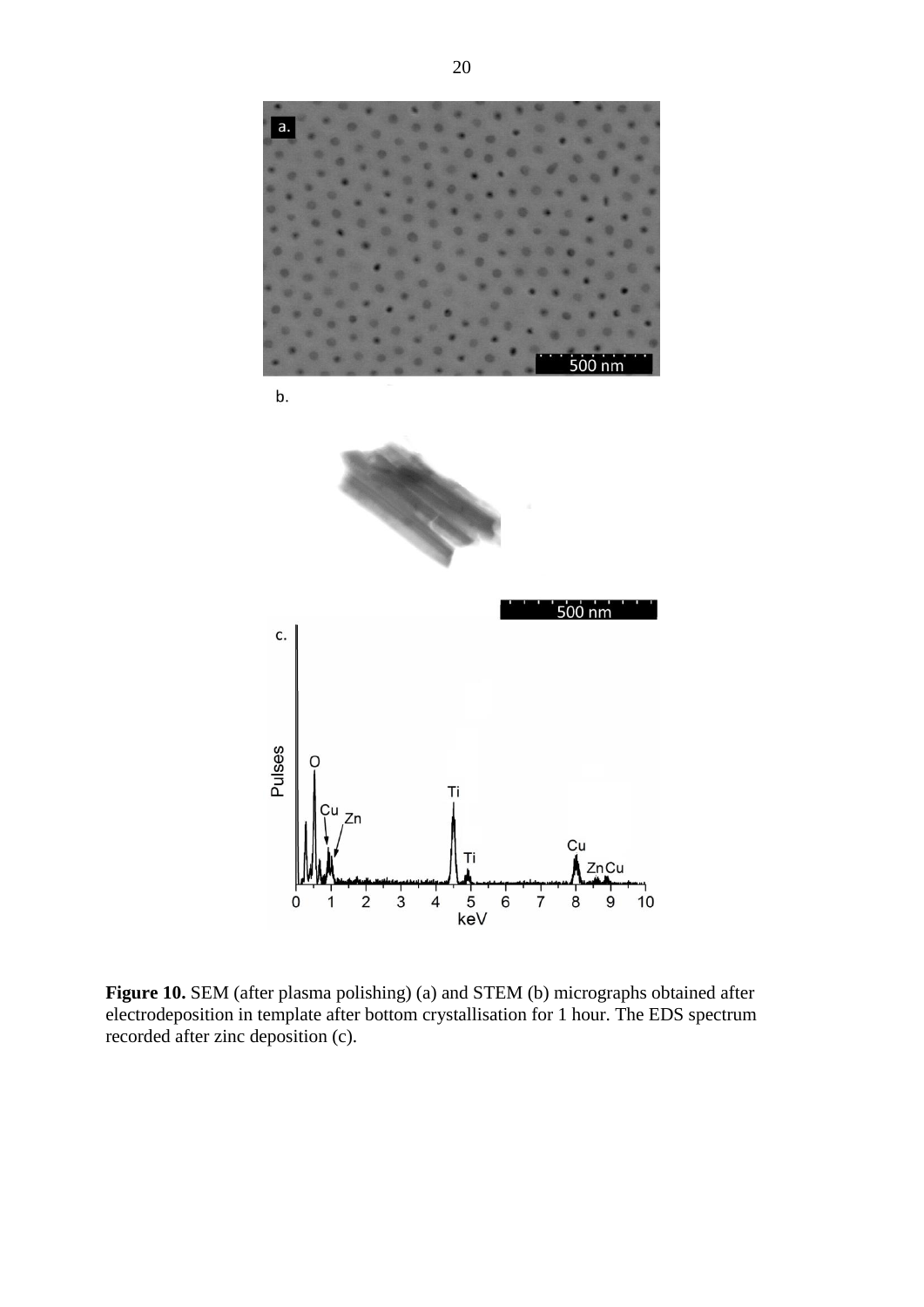**Figure 10.** SEM (after plasma polishing) (a) and STEM (b) micrographs obtained after electrodeposition in template after bottom crystallisation for 1 hour. The EDS spectrum recorded after zinc deposition (c).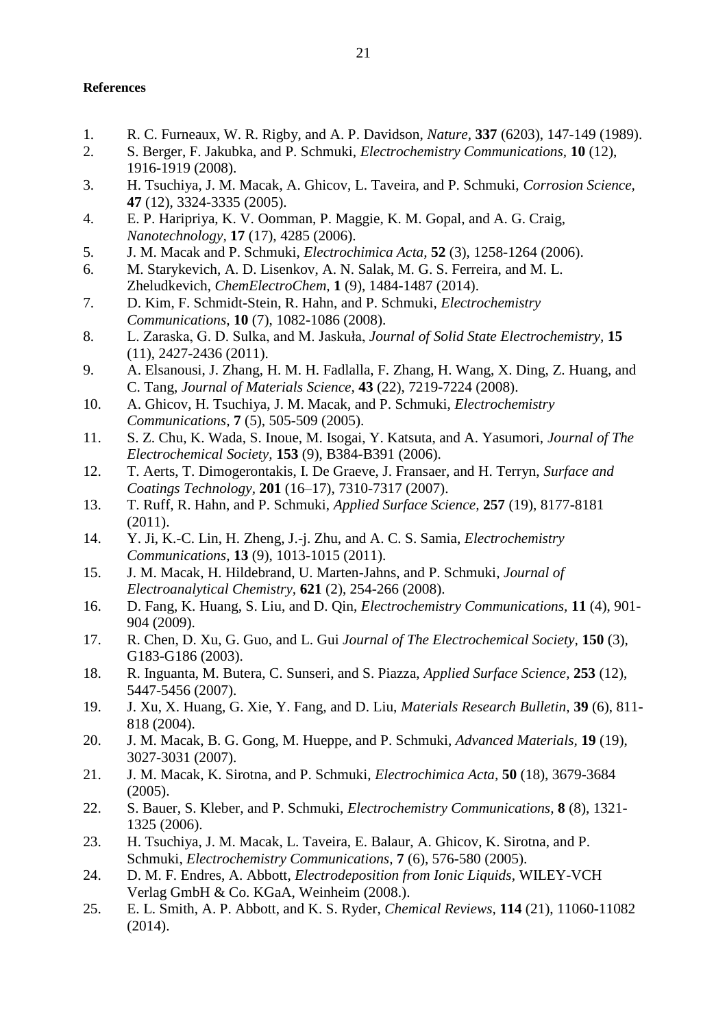**References**

1. R. C. Furneaux, W. R. Rigby, and A. P. Davidson, *Nature,* **337** (6203), 147-149 (1989).
2. S. Berger, F. Jakubka, and P. Schmuki, *Electrochemistry Communications*, **10** (12), 1916-1919 (2008).
3. H. Tsuchiya, J. M. Macak, A. Ghicov, L. Taveira, and P. Schmuki, *Corrosion Science,* **47** (12), 3324-3335 (2005).
4. E. P. Haripriya, K. V. Oomman, P. Maggie, K. M. Gopal, and A. G. Craig, *Nanotechnology,* **17** (17), 4285 (2006).
5. J. M. Macak and P. Schmuki, *Electrochimica Acta,* **52** (3), 1258-1264 (2006).
6. M. Starykevich, A. D. Lisenkov, A. N. Salak, M. G. S. Ferreira, and M. L. Zheludkevich, *ChemElectroChem,* **1** (9), 1484-1487 (2014).
7. D. Kim, F. Schmidt-Stein, R. Hahn, and P. Schmuki, *Electrochemistry Communications,* **10** (7), 1082-1086 (2008).
8. L. Zaraska, G. D. Sulka, and M. Jaskuła, *Journal of Solid State Electrochemistry,* **15** (11), 2427-2436 (2011).
9. A. Elsanousi, J. Zhang, H. M. H. Fadlalla, F. Zhang, H. Wang, X. Ding, Z. Huang, and C. Tang, *Journal of Materials Science,* **43** (22), 7219-7224 (2008).
10. A. Ghicov, H. Tsuchiya, J. M. Macak, and P. Schmuki, *Electrochemistry Communications,* **7** (5), 505-509 (2005).
11. S. Z. Chu, K. Wada, S. Inoue, M. Isogai, Y. Katsuta, and A. Yasumori, *Journal of The Electrochemical Society,* **153** (9), B384-B391 (2006).
12. T. Aerts, T. Dimogerontakis, I. De Graeve, J. Fransaer, and H. Terryn, *Surface and Coatings Technology,* **201** (16–17), 7310-7317 (2007).
13. T. Ruff, R. Hahn, and P. Schmuki, *Applied Surface Science,* **257** (19), 8177-8181 (2011).
14. Y. Ji, K.-C. Lin, H. Zheng, J.-j. Zhu, and A. C. S. Samia, *Electrochemistry Communications,* **13** (9), 1013-1015 (2011).
15. J. M. Macak, H. Hildebrand, U. Marten-Jahns, and P. Schmuki, *Journal of Electroanalytical Chemistry,* **621** (2), 254-266 (2008).
16. D. Fang, K. Huang, S. Liu, and D. Qin, *Electrochemistry Communications,* **11** (4), 901-904 (2009).
17. R. Chen, D. Xu, G. Guo, and L. Gui *Journal of The Electrochemical Society,* **150** (3), G183-G186 (2003).
18. R. Inguanta, M. Butera, C. Sunseri, and S. Piazza, *Applied Surface Science,* **253** (12), 5447-5456 (2007).
19. J. Xu, X. Huang, G. Xie, Y. Fang, and D. Liu, *Materials Research Bulletin,* **39** (6), 811-818 (2004).
20. J. M. Macak, B. G. Gong, M. Hueppe, and P. Schmuki, *Advanced Materials,* **19** (19), 3027-3031 (2007).
21. J. M. Macak, K. Sirotna, and P. Schmuki, *Electrochimica Acta,* **50** (18), 3679-3684 (2005).
22. S. Bauer, S. Kleber, and P. Schmuki, *Electrochemistry Communications,* **8** (8), 1321-1325 (2006).
23. H. Tsuchiya, J. M. Macak, L. Taveira, E. Balaur, A. Ghicov, K. Sirotna, and P. Schmuki, *Electrochemistry Communications,* **7** (6), 576-580 (2005).
24. D. M. F. Endres, A. Abbott, *Electrodeposition from Ionic Liquids*, WILEY-VCH Verlag GmbH & Co. KGaA, Weinheim (2008.).
25. E. L. Smith, A. P. Abbott, and K. S. Ryder, *Chemical Reviews,* **114** (21), 11060-11082 (2014).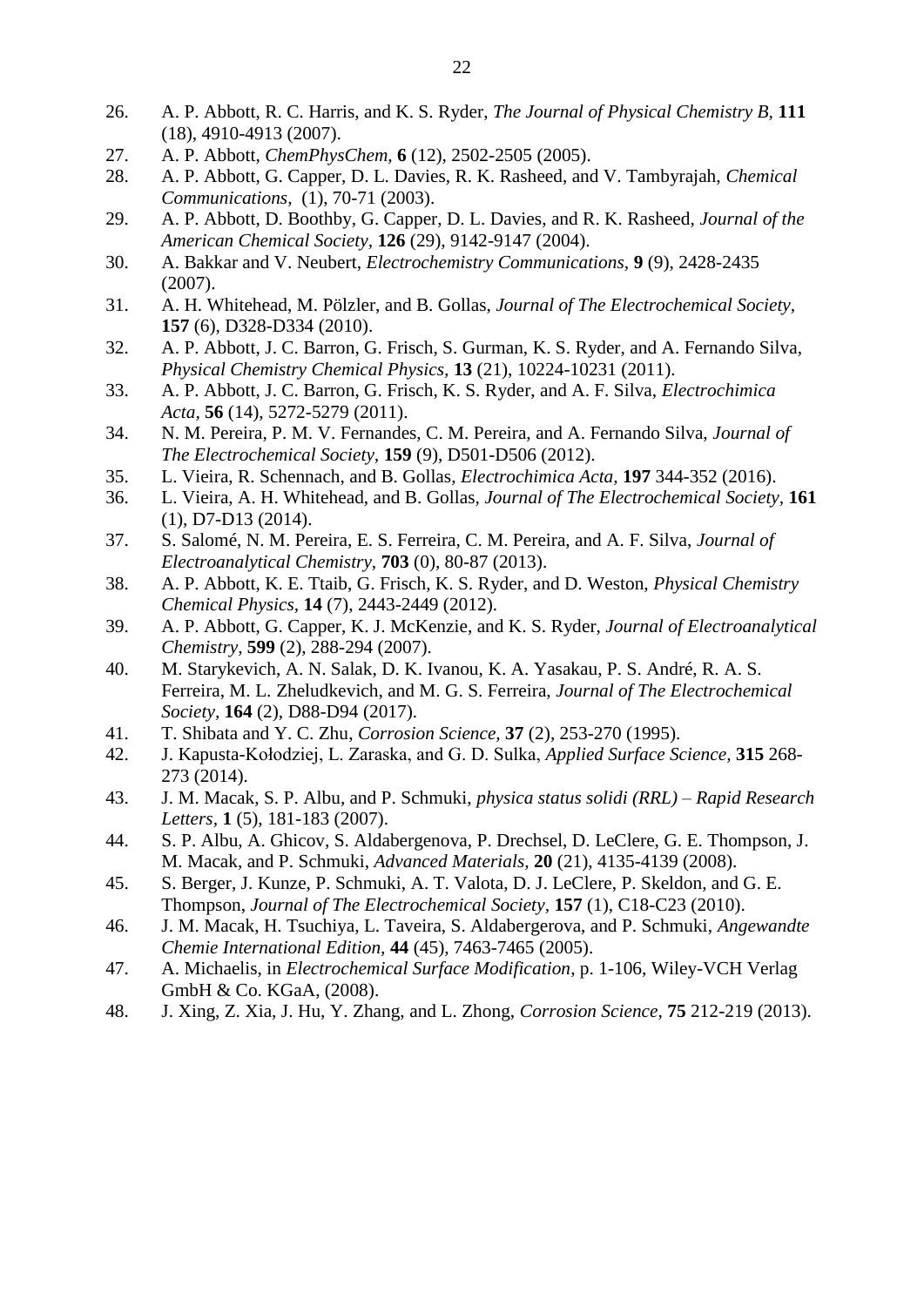26. A. P. Abbott, R. C. Harris, and K. S. Ryder, *The Journal of Physical Chemistry B,* **111** (18), 4910-4913 (2007).
27. A. P. Abbott, *ChemPhysChem*, **6** (12), 2502-2505 (2005).
28. A. P. Abbott, G. Capper, D. L. Davies, R. K. Rasheed, and V. Tambyrajah, *Chemical Communications*, (1), 70-71 (2003).
29. A. P. Abbott, D. Boothby, G. Capper, D. L. Davies, and R. K. Rasheed, *Journal of the American Chemical Society*, **126** (29), 9142-9147 (2004).
30. A. Bakkar and V. Neubert, *Electrochemistry Communications*, **9** (9), 2428-2435 (2007).
31. A. H. Whitehead, M. Pölzler, and B. Gollas, *Journal of The Electrochemical Society*, **157** (6), D328-D334 (2010).
32. A. P. Abbott, J. C. Barron, G. Frisch, S. Gurman, K. S. Ryder, and A. Fernando Silva, *Physical Chemistry Chemical Physics*, **13** (21), 10224-10231 (2011).
33. A. P. Abbott, J. C. Barron, G. Frisch, K. S. Ryder, and A. F. Silva, *Electrochimica Acta*, **56** (14), 5272-5279 (2011).
34. N. M. Pereira, P. M. V. Fernandes, C. M. Pereira, and A. Fernando Silva, *Journal of The Electrochemical Society*, **159** (9), D501-D506 (2012).
35. L. Vieira, R. Schennach, and B. Gollas, *Electrochimica Acta,* **197** 344-352 (2016).
36. L. Vieira, A. H. Whitehead, and B. Gollas, *Journal of The Electrochemical Society*, **161** (1), D7-D13 (2014).
37. S. Salomé, N. M. Pereira, E. S. Ferreira, C. M. Pereira, and A. F. Silva, *Journal of Electroanalytical Chemistry*, **703** (0), 80-87 (2013).
38. A. P. Abbott, K. E. Ttaib, G. Frisch, K. S. Ryder, and D. Weston, *Physical Chemistry Chemical Physics*, **14** (7), 2443-2449 (2012).
39. A. P. Abbott, G. Capper, K. J. McKenzie, and K. S. Ryder, *Journal of Electroanalytical Chemistry*, **599** (2), 288-294 (2007).
40. M. Starykevich, A. N. Salak, D. K. Ivanou, K. A. Yasakau, P. S. André, R. A. S. Ferreira, M. L. Zheludkevich, and M. G. S. Ferreira, *Journal of The Electrochemical Society*, **164** (2), D88-D94 (2017).
41. T. Shibata and Y. C. Zhu, *Corrosion Science,* **37** (2), 253-270 (1995).
42. J. Kapusta-Kołodziej, L. Zaraska, and G. D. Sulka, *Applied Surface Science,* **315** 268-273 (2014).
43. J. M. Macak, S. P. Albu, and P. Schmuki, *physica status solidi (RRL) – Rapid Research Letters*, **1** (5), 181-183 (2007).
44. S. P. Albu, A. Ghicov, S. Aldabergenova, P. Drechsel, D. LeClere, G. E. Thompson, J. M. Macak, and P. Schmuki, *Advanced Materials,* **20** (21), 4135-4139 (2008).
45. S. Berger, J. Kunze, P. Schmuki, A. T. Valota, D. J. LeClere, P. Skeldon, and G. E. Thompson, *Journal of The Electrochemical Society*, **157** (1), C18-C23 (2010).
46. J. M. Macak, H. Tsuchiya, L. Taveira, S. Aldabergerova, and P. Schmuki, *Angewandte Chemie International Edition*, **44** (45), 7463-7465 (2005).
47. A. Michaelis, in *Electrochemical Surface Modification*, p. 1-106, Wiley-VCH Verlag GmbH & Co. KGaA, (2008).
48. J. Xing, Z. Xia, J. Hu, Y. Zhang, and L. Zhong, *Corrosion Science,* **75** 212-219 (2013).